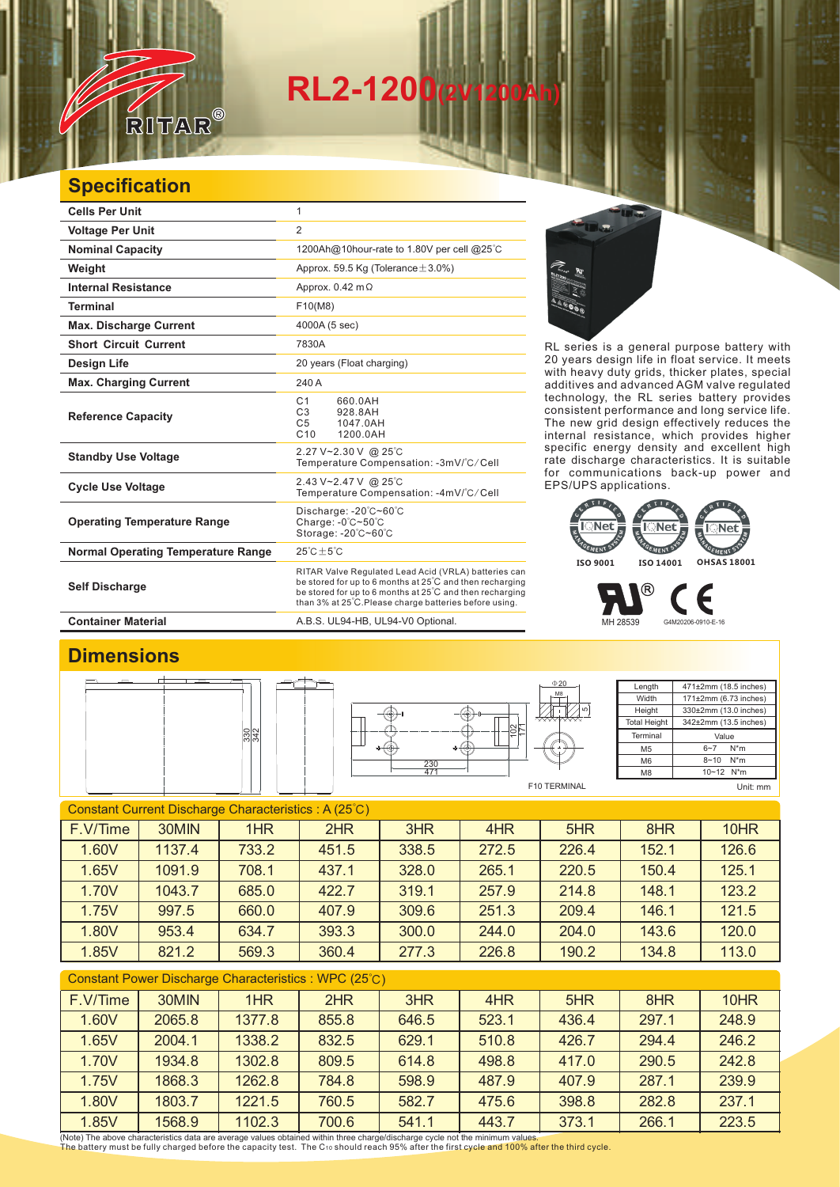# RL2-1200(2V1200Ah)

## Specification

| | |
|---|---|
| **Cells Per Unit** | 1 |
| **Voltage Per Unit** | 2 |
| **Nominal Capacity** | 1200Ah@10hour-rate to 1.80V per cell @25°C |
| **Weight** | Approx. 59.5 Kg (Tolerance±3.0%) |
| **Internal Resistance** | Approx. 0.42 mΩ |
| **Terminal** | F10(M8) |
| **Max. Discharge Current** | 4000A (5 sec) |
| **Short Circuit Current** | 7830A |
| **Design Life** | 20 years (Float charging) |
| **Max. Charging Current** | 240 A |
| **Reference Capacity** | C1 660.0AH<br>C3 928.8AH<br>C5 1047.0AH<br>C10 1200.0AH |
| **Standby Use Voltage** | 2.27 V~2.30 V @ 25°C<br>Temperature Compensation: -3mV/°C/Cell |
| **Cycle Use Voltage** | 2.43 V~2.47 V @ 25°C<br>Temperature Compensation: -4mV/°C/Cell |
| **Operating Temperature Range** | Discharge: -20°C~60°C<br>Charge: -0°C~50°C<br>Storage: -20°C~60°C |
| **Normal Operating Temperature Range** | 25°C±5°C |
| **Self Discharge** | RITAR Valve Regulated Lead Acid (VRLA) batteries can be stored for up to 6 months at 25°C and then recharging be stored for up to 6 months at 25°C and then recharging than 3% at 25°C.Please charge batteries before using. |
| **Container Material** | A.B.S. UL94-HB, UL94-V0 Optional. |

RL series is a general purpose battery with 20 years design life in float service. It meets with heavy duty grids, thicker plates, special additives and advanced AGM valve regulated technology, the RL series battery provides consistent performance and long service life. The new grid design effectively reduces the internal resistance, which provides higher specific energy density and excellent high rate discharge characteristics. It is suitable for communications back-up power and EPS/UPS applications.

ISO 9001 ISO 14001 OHSAS 18001

MH 28539 G4M20206-0910-E-16

## Dimensions

| | |
|---|---|
| Length | 471±2mm (18.5 inches) |
| Width | 171±2mm (6.73 inches) |
| Height | 330±2mm (13.0 inches) |
| Total Height | 342±2mm (13.5 inches) |

| Terminal | Value |
|---|---|
| M5 | 6~7 N*m |
| M6 | 8~10 N*m |
| M8 | 10~12 N*m |

F10 TERMINAL

Unit: mm

### Constant Current Discharge Characteristics : A (25°C)

| F.V/Time | 30MIN | 1HR | 2HR | 3HR | 4HR | 5HR | 8HR | 10HR |
|---|---|---|---|---|---|---|---|---|
| 1.60V | 1137.4 | 733.2 | 451.5 | 338.5 | 272.5 | 226.4 | 152.1 | 126.6 |
| 1.65V | 1091.9 | 708.1 | 437.1 | 328.0 | 265.1 | 220.5 | 150.4 | 125.1 |
| 1.70V | 1043.7 | 685.0 | 422.7 | 319.1 | 257.9 | 214.8 | 148.1 | 123.2 |
| 1.75V | 997.5 | 660.0 | 407.9 | 309.6 | 251.3 | 209.4 | 146.1 | 121.5 |
| 1.80V | 953.4 | 634.7 | 393.3 | 300.0 | 244.0 | 204.0 | 143.6 | 120.0 |
| 1.85V | 821.2 | 569.3 | 360.4 | 277.3 | 226.8 | 190.2 | 134.8 | 113.0 |

### Constant Power Discharge Characteristics : WPC (25°C)

| F.V/Time | 30MIN | 1HR | 2HR | 3HR | 4HR | 5HR | 8HR | 10HR |
|---|---|---|---|---|---|---|---|---|
| 1.60V | 2065.8 | 1377.8 | 855.8 | 646.5 | 523.1 | 436.4 | 297.1 | 248.9 |
| 1.65V | 2004.1 | 1338.2 | 832.5 | 629.1 | 510.8 | 426.7 | 294.4 | 246.2 |
| 1.70V | 1934.8 | 1302.8 | 809.5 | 614.8 | 498.8 | 417.0 | 290.5 | 242.8 |
| 1.75V | 1868.3 | 1262.8 | 784.8 | 598.9 | 487.9 | 407.9 | 287.1 | 239.9 |
| 1.80V | 1803.7 | 1221.5 | 760.5 | 582.7 | 475.6 | 398.8 | 282.8 | 237.1 |
| 1.85V | 1568.9 | 1102.3 | 700.6 | 541.1 | 443.7 | 373.1 | 266.1 | 223.5 |

(Note) The above characteristics data are average values obtained within three charge/discharge cycle not the minimum values.
The battery must be fully charged before the capacity test. The $C_{10}$ should reach 95% after the first cycle and 100% after the third cycle.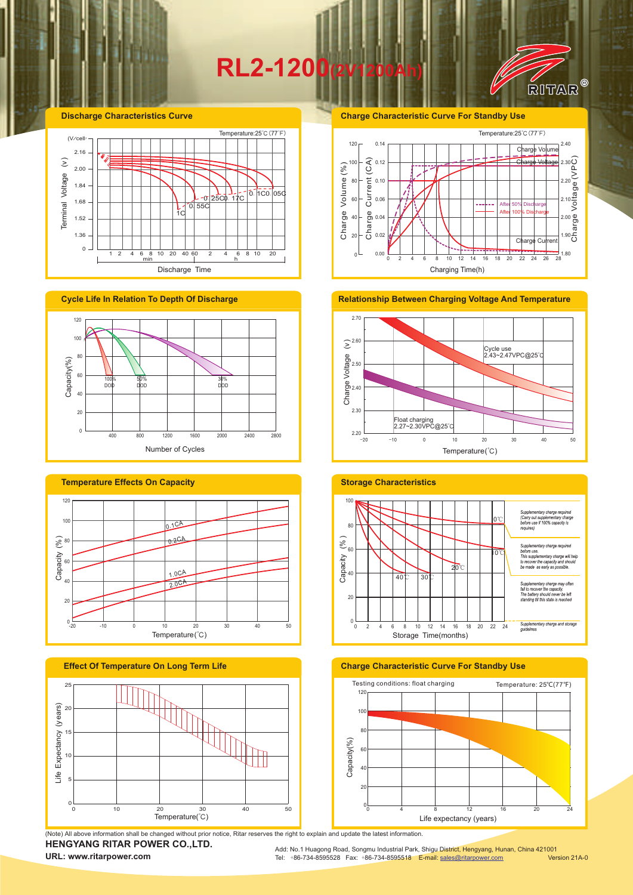# RL2-1200(2V1200Ah)

RITAR®

## Discharge Characteristics Curve

Temperature:25℃(77℉)

(V/cell)

Terminal Voltage (v)

2.16
2.00
1.84
1.68
1.52
1.36
0

1 2 4 6 8 10 20 40 60 2 4 6 8 10 20

min h

Discharge Time

1C 0.55C 0.25C 0.17C 0.1C 0.05C

## Charge Characteristic Curve For Standby Use

Temperature:25℃(77℉)

Charge Volume (%) Charge Current (CA) Charge Voltage (VPC)

120 100 80 60 40 20 0

0.14 0.12 0.10 0.06 0.04 0.02 0.00

2.40 2.30 2.20 2.10 2.00 1.90 1.80

0 2 4 6 8 10 12 14 16 18 20 22 24 26 28

Charging Time(h)

Charge Volume
Charge Voltage
Charge Current
After 50% Discharge
After 100% Discharge

## Cycle Life In Relation To Depth Of Discharge

Capacity(%)

120 100 80 60 40 20 0

400 800 1200 1600 2000 2400 2800

Number of Cycles

100% DOD
50% DOD
30% DOD

## Relationship Between Charging Voltage And Temperature

Charge Voltage (v)

2.70 2.60 2.50 2.40 2.30 2.20

−20 −10 0 10 20 30 40 50

Temperature(℃)

Cycle use
2.43~2.47VPC@25℃

Float charging
2.27~2.30VPC@25℃

## Temperature Effects On Capacity

Capacity (%)

120 100 80 60 40 20 0

-20 -10 0 10 20 30 40 50

Temperature(℃)

0.1CA
0.2CA
1.0CA
2.0CA

## Storage Characteristics

Capacity (%)

100 80 60 40 20 0

0 2 4 6 8 10 12 14 16 18 20 22 24

Storage Time(months)

0℃ 10℃ 20℃ 30℃ 40℃

Supplementary charge required (Carry out supplementary charge before use if 100% capacity is requires)

Supplementary charge required before use. This supplementary charge will help to recover the capacity and should be made as early as possible.

Supplementary charge may often fail to recover the capacity. The battery should never be left standing till this state is reached

Supplementary charge and storage guidelines

## Effect Of Temperature On Long Term Life

Life Expectancy (years)

25 20 15 10 5 0

0 10 20 30 40 50

Temperature(℃)

## Charge Characteristic Curve For Standby Use

Testing conditions: float charging

Temperature: 25℃(77℉)

Capacity(%)

120 100 80 60 40 20 0

0 4 8 12 16 20 24

Life expectancy (years)

(Note) All above information shall be changed without prior notice, Ritar reserves the right to explain and update the latest information.

**HENGYANG RITAR POWER CO.,LTD.**

**URL: www.ritarpower.com**

Add: No.1 Huagong Road, Songmu Industrial Park, Shigu District, Hengyang, Hunan, China 421001

Tel: +86-734-8595528 Fax: +86-734-8595518 E-mail: sales@ritarpower.com

Version 21A-0